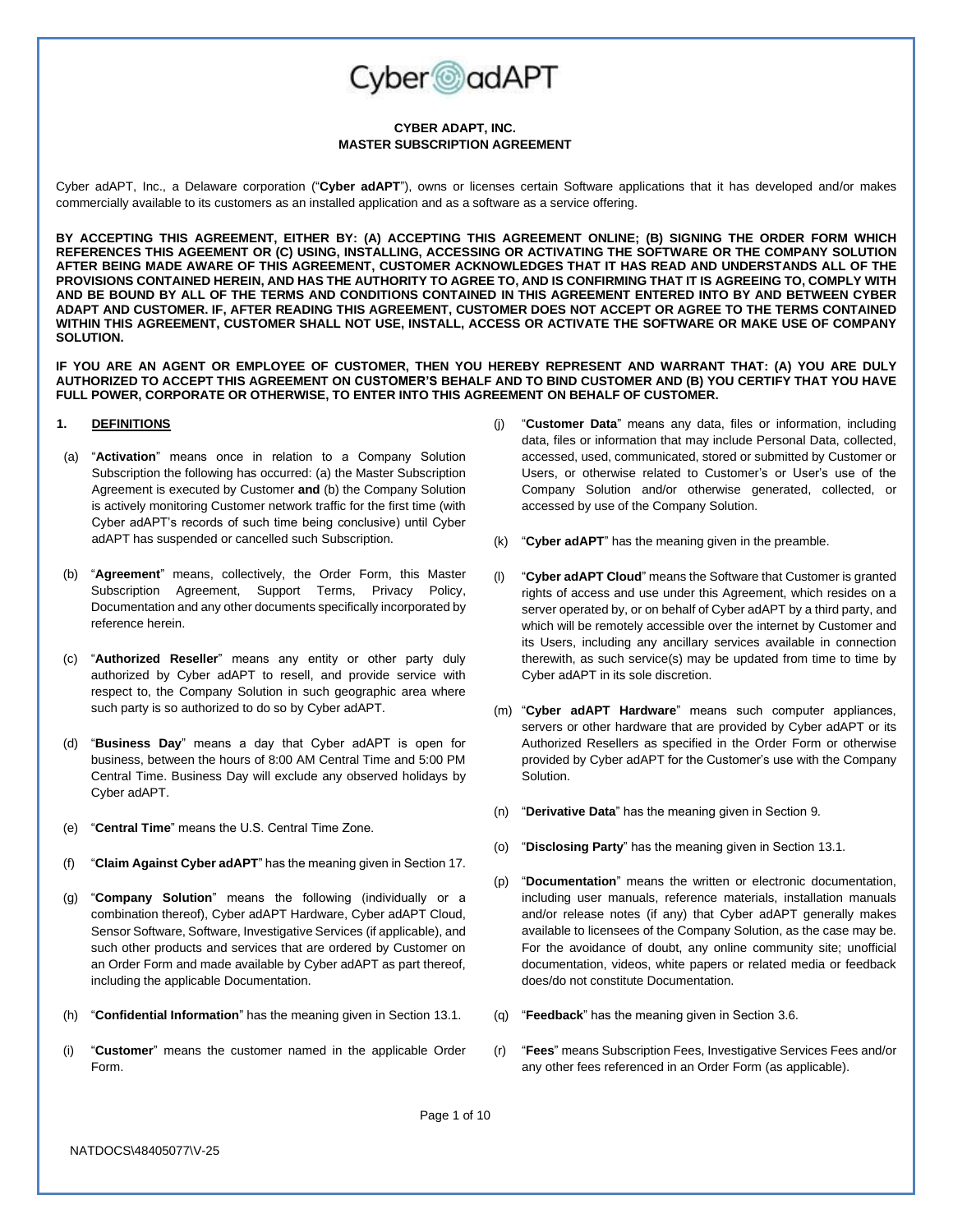**CYBER ADAPT, INC.**
**MASTER SUBSCRIPTION AGREEMENT**

Cyber adAPT, Inc., a Delaware corporation ("**Cyber adAPT**"), owns or licenses certain Software applications that it has developed and/or makes commercially available to its customers as an installed application and as a software as a service offering.

**BY ACCEPTING THIS AGREEMENT, EITHER BY: (A) ACCEPTING THIS AGREEMENT ONLINE; (B) SIGNING THE ORDER FORM WHICH REFERENCES THIS AGEEMENT OR (C) USING, INSTALLING, ACCESSING OR ACTIVATING THE SOFTWARE OR THE COMPANY SOLUTION AFTER BEING MADE AWARE OF THIS AGREEMENT, CUSTOMER ACKNOWLEDGES THAT IT HAS READ AND UNDERSTANDS ALL OF THE PROVISIONS CONTAINED HEREIN, AND HAS THE AUTHORITY TO AGREE TO, AND IS CONFIRMING THAT IT IS AGREEING TO, COMPLY WITH AND BE BOUND BY ALL OF THE TERMS AND CONDITIONS CONTAINED IN THIS AGREEMENT ENTERED INTO BY AND BETWEEN CYBER ADAPT AND CUSTOMER. IF, AFTER READING THIS AGREEMENT, CUSTOMER DOES NOT ACCEPT OR AGREE TO THE TERMS CONTAINED WITHIN THIS AGREEMENT, CUSTOMER SHALL NOT USE, INSTALL, ACCESS OR ACTIVATE THE SOFTWARE OR MAKE USE OF COMPANY SOLUTION.**

**IF YOU ARE AN AGENT OR EMPLOYEE OF CUSTOMER, THEN YOU HEREBY REPRESENT AND WARRANT THAT: (A) YOU ARE DULY AUTHORIZED TO ACCEPT THIS AGREEMENT ON CUSTOMER'S BEHALF AND TO BIND CUSTOMER AND (B) YOU CERTIFY THAT YOU HAVE FULL POWER, CORPORATE OR OTHERWISE, TO ENTER INTO THIS AGREEMENT ON BEHALF OF CUSTOMER.**

## 1. DEFINITIONS

(a) "**Activation**" means once in relation to a Company Solution Subscription the following has occurred: (a) the Master Subscription Agreement is executed by Customer **and** (b) the Company Solution is actively monitoring Customer network traffic for the first time (with Cyber adAPT's records of such time being conclusive) until Cyber adAPT has suspended or cancelled such Subscription.

(b) "**Agreement**" means, collectively, the Order Form, this Master Subscription Agreement, Support Terms, Privacy Policy, Documentation and any other documents specifically incorporated by reference herein.

(c) "**Authorized Reseller**" means any entity or other party duly authorized by Cyber adAPT to resell, and provide service with respect to, the Company Solution in such geographic area where such party is so authorized to do so by Cyber adAPT.

(d) "**Business Day**" means a day that Cyber adAPT is open for business, between the hours of 8:00 AM Central Time and 5:00 PM Central Time. Business Day will exclude any observed holidays by Cyber adAPT.

(e) "**Central Time**" means the U.S. Central Time Zone.

(f) "**Claim Against Cyber adAPT**" has the meaning given in Section 17.

(g) "**Company Solution**" means the following (individually or a combination thereof), Cyber adAPT Hardware, Cyber adAPT Cloud, Sensor Software, Software, Investigative Services (if applicable), and such other products and services that are ordered by Customer on an Order Form and made available by Cyber adAPT as part thereof, including the applicable Documentation.

(h) "**Confidential Information**" has the meaning given in Section 13.1.

(i) "**Customer**" means the customer named in the applicable Order Form.

(j) "**Customer Data**" means any data, files or information, including data, files or information that may include Personal Data, collected, accessed, used, communicated, stored or submitted by Customer or Users, or otherwise related to Customer's or User's use of the Company Solution and/or otherwise generated, collected, or accessed by use of the Company Solution.

(k) "**Cyber adAPT**" has the meaning given in the preamble.

(l) "**Cyber adAPT Cloud**" means the Software that Customer is granted rights of access and use under this Agreement, which resides on a server operated by, or on behalf of Cyber adAPT by a third party, and which will be remotely accessible over the internet by Customer and its Users, including any ancillary services available in connection therewith, as such service(s) may be updated from time to time by Cyber adAPT in its sole discretion.

(m) "**Cyber adAPT Hardware**" means such computer appliances, servers or other hardware that are provided by Cyber adAPT or its Authorized Resellers as specified in the Order Form or otherwise provided by Cyber adAPT for the Customer's use with the Company Solution.

(n) "**Derivative Data**" has the meaning given in Section 9.

(o) "**Disclosing Party**" has the meaning given in Section 13.1.

(p) "**Documentation**" means the written or electronic documentation, including user manuals, reference materials, installation manuals and/or release notes (if any) that Cyber adAPT generally makes available to licensees of the Company Solution, as the case may be. For the avoidance of doubt, any online community site; unofficial documentation, videos, white papers or related media or feedback does/do not constitute Documentation.

(q) "**Feedback**" has the meaning given in Section 3.6.

(r) "**Fees**" means Subscription Fees, Investigative Services Fees and/or any other fees referenced in an Order Form (as applicable).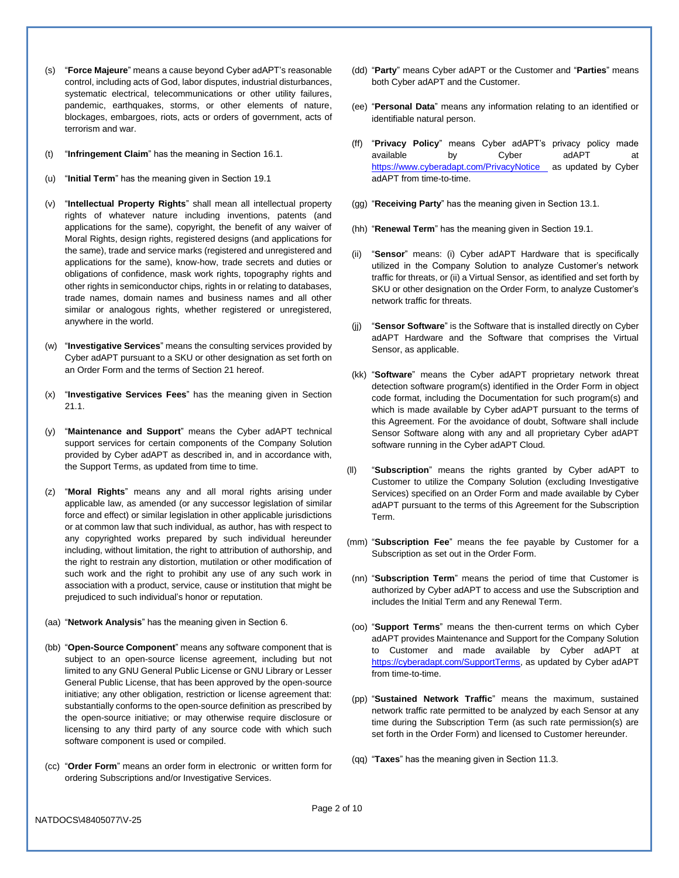(s) "**Force Majeure**" means a cause beyond Cyber adAPT's reasonable control, including acts of God, labor disputes, industrial disturbances, systematic electrical, telecommunications or other utility failures, pandemic, earthquakes, storms, or other elements of nature, blockages, embargoes, riots, acts or orders of government, acts of terrorism and war.

(t) "**Infringement Claim**" has the meaning in Section 16.1.

(u) "**Initial Term**" has the meaning given in Section 19.1

(v) "**Intellectual Property Rights**" shall mean all intellectual property rights of whatever nature including inventions, patents (and applications for the same), copyright, the benefit of any waiver of Moral Rights, design rights, registered designs (and applications for the same), trade and service marks (registered and unregistered and applications for the same), know-how, trade secrets and duties or obligations of confidence, mask work rights, topography rights and other rights in semiconductor chips, rights in or relating to databases, trade names, domain names and business names and all other similar or analogous rights, whether registered or unregistered, anywhere in the world.

(w) "**Investigative Services**" means the consulting services provided by Cyber adAPT pursuant to a SKU or other designation as set forth on an Order Form and the terms of Section 21 hereof.

(x) "**Investigative Services Fees**" has the meaning given in Section 21.1.

(y) "**Maintenance and Support**" means the Cyber adAPT technical support services for certain components of the Company Solution provided by Cyber adAPT as described in, and in accordance with, the Support Terms, as updated from time to time.

(z) "**Moral Rights**" means any and all moral rights arising under applicable law, as amended (or any successor legislation of similar force and effect) or similar legislation in other applicable jurisdictions or at common law that such individual, as author, has with respect to any copyrighted works prepared by such individual hereunder including, without limitation, the right to attribution of authorship, and the right to restrain any distortion, mutilation or other modification of such work and the right to prohibit any use of any such work in association with a product, service, cause or institution that might be prejudiced to such individual's honor or reputation.

(aa) "**Network Analysis**" has the meaning given in Section 6.

(bb) "**Open-Source Component**" means any software component that is subject to an open-source license agreement, including but not limited to any GNU General Public License or GNU Library or Lesser General Public License, that has been approved by the open-source initiative; any other obligation, restriction or license agreement that: substantially conforms to the open-source definition as prescribed by the open-source initiative; or may otherwise require disclosure or licensing to any third party of any source code with which such software component is used or compiled.

(cc) "**Order Form**" means an order form in electronic or written form for ordering Subscriptions and/or Investigative Services.

(dd) "**Party**" means Cyber adAPT or the Customer and "**Parties**" means both Cyber adAPT and the Customer.

(ee) "**Personal Data**" means any information relating to an identified or identifiable natural person.

(ff) "**Privacy Policy**" means Cyber adAPT's privacy policy made available by Cyber adAPT at https://www.cyberadapt.com/PrivacyNotice as updated by Cyber adAPT from time-to-time.

(gg) "**Receiving Party**" has the meaning given in Section 13.1.

(hh) "**Renewal Term**" has the meaning given in Section 19.1.

(ii) "**Sensor**" means: (i) Cyber adAPT Hardware that is specifically utilized in the Company Solution to analyze Customer's network traffic for threats, or (ii) a Virtual Sensor, as identified and set forth by SKU or other designation on the Order Form, to analyze Customer's network traffic for threats.

(jj) "**Sensor Software**" is the Software that is installed directly on Cyber adAPT Hardware and the Software that comprises the Virtual Sensor, as applicable.

(kk) "**Software**" means the Cyber adAPT proprietary network threat detection software program(s) identified in the Order Form in object code format, including the Documentation for such program(s) and which is made available by Cyber adAPT pursuant to the terms of this Agreement. For the avoidance of doubt, Software shall include Sensor Software along with any and all proprietary Cyber adAPT software running in the Cyber adAPT Cloud.

(ll) "**Subscription**" means the rights granted by Cyber adAPT to Customer to utilize the Company Solution (excluding Investigative Services) specified on an Order Form and made available by Cyber adAPT pursuant to the terms of this Agreement for the Subscription Term.

(mm) "**Subscription Fee**" means the fee payable by Customer for a Subscription as set out in the Order Form.

(nn) "**Subscription Term**" means the period of time that Customer is authorized by Cyber adAPT to access and use the Subscription and includes the Initial Term and any Renewal Term.

(oo) "**Support Terms**" means the then-current terms on which Cyber adAPT provides Maintenance and Support for the Company Solution to Customer and made available by Cyber adAPT at https://cyberadapt.com/SupportTerms, as updated by Cyber adAPT from time-to-time.

(pp) "**Sustained Network Traffic**" means the maximum, sustained network traffic rate permitted to be analyzed by each Sensor at any time during the Subscription Term (as such rate permission(s) are set forth in the Order Form) and licensed to Customer hereunder.

(qq) "**Taxes**" has the meaning given in Section 11.3.

NATDOCS\48405077\V-25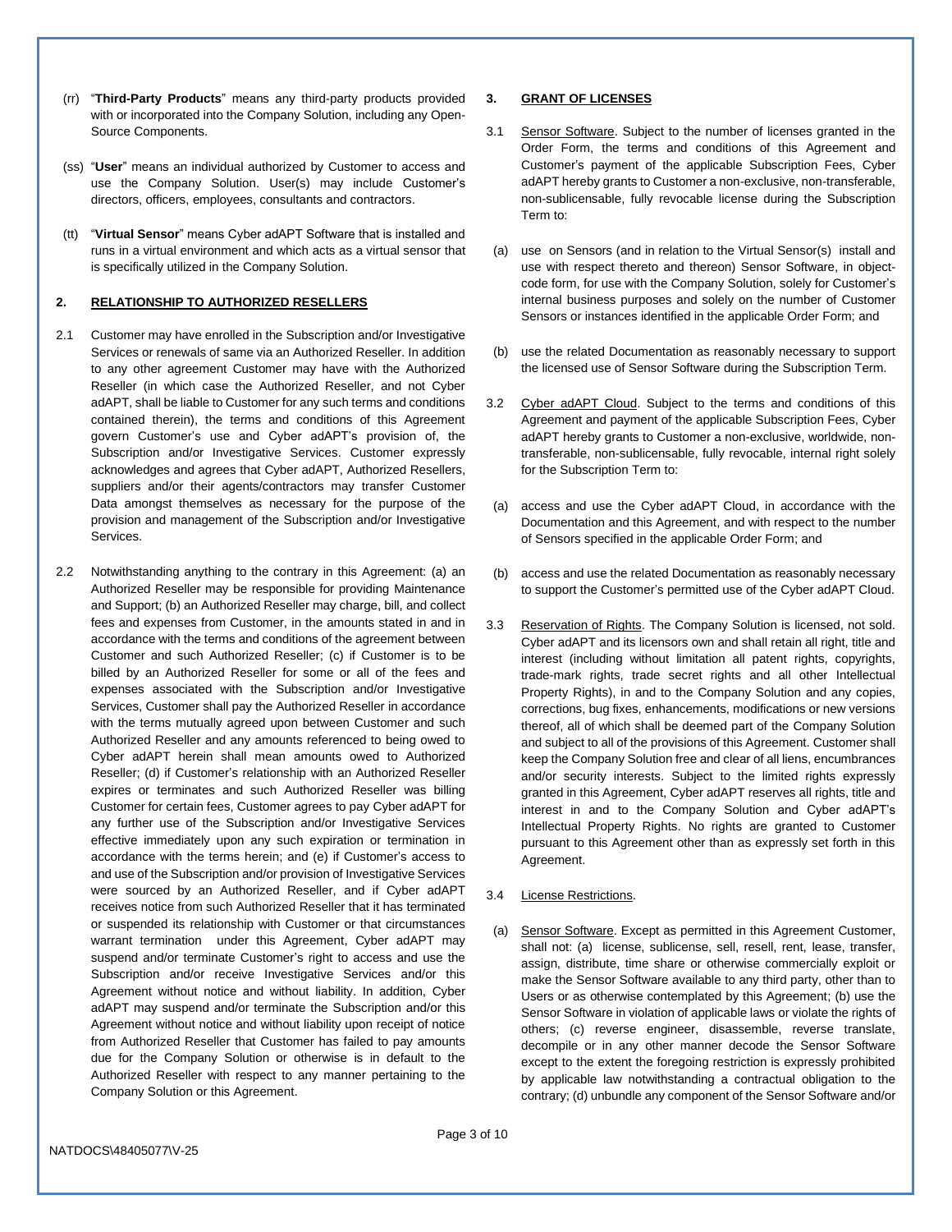(rr) "**Third-Party Products**" means any third-party products provided with or incorporated into the Company Solution, including any Open-Source Components.

(ss) "**User**" means an individual authorized by Customer to access and use the Company Solution. User(s) may include Customer's directors, officers, employees, consultants and contractors.

(tt) "**Virtual Sensor**" means Cyber adAPT Software that is installed and runs in a virtual environment and which acts as a virtual sensor that is specifically utilized in the Company Solution.

## 2. RELATIONSHIP TO AUTHORIZED RESELLERS

2.1 Customer may have enrolled in the Subscription and/or Investigative Services or renewals of same via an Authorized Reseller. In addition to any other agreement Customer may have with the Authorized Reseller (in which case the Authorized Reseller, and not Cyber adAPT, shall be liable to Customer for any such terms and conditions contained therein), the terms and conditions of this Agreement govern Customer's use and Cyber adAPT's provision of, the Subscription and/or Investigative Services. Customer expressly acknowledges and agrees that Cyber adAPT, Authorized Resellers, suppliers and/or their agents/contractors may transfer Customer Data amongst themselves as necessary for the purpose of the provision and management of the Subscription and/or Investigative Services.

2.2 Notwithstanding anything to the contrary in this Agreement: (a) an Authorized Reseller may be responsible for providing Maintenance and Support; (b) an Authorized Reseller may charge, bill, and collect fees and expenses from Customer, in the amounts stated in and in accordance with the terms and conditions of the agreement between Customer and such Authorized Reseller; (c) if Customer is to be billed by an Authorized Reseller for some or all of the fees and expenses associated with the Subscription and/or Investigative Services, Customer shall pay the Authorized Reseller in accordance with the terms mutually agreed upon between Customer and such Authorized Reseller and any amounts referenced to being owed to Cyber adAPT herein shall mean amounts owed to Authorized Reseller; (d) if Customer's relationship with an Authorized Reseller expires or terminates and such Authorized Reseller was billing Customer for certain fees, Customer agrees to pay Cyber adAPT for any further use of the Subscription and/or Investigative Services effective immediately upon any such expiration or termination in accordance with the terms herein; and (e) if Customer's access to and use of the Subscription and/or provision of Investigative Services were sourced by an Authorized Reseller, and if Cyber adAPT receives notice from such Authorized Reseller that it has terminated or suspended its relationship with Customer or that circumstances warrant termination under this Agreement, Cyber adAPT may suspend and/or terminate Customer's right to access and use the Subscription and/or receive Investigative Services and/or this Agreement without notice and without liability. In addition, Cyber adAPT may suspend and/or terminate the Subscription and/or this Agreement without notice and without liability upon receipt of notice from Authorized Reseller that Customer has failed to pay amounts due for the Company Solution or otherwise is in default to the Authorized Reseller with respect to any manner pertaining to the Company Solution or this Agreement.

## 3. GRANT OF LICENSES

3.1 Sensor Software. Subject to the number of licenses granted in the Order Form, the terms and conditions of this Agreement and Customer's payment of the applicable Subscription Fees, Cyber adAPT hereby grants to Customer a non-exclusive, non-transferable, non-sublicensable, fully revocable license during the Subscription Term to:

(a) use on Sensors (and in relation to the Virtual Sensor(s) install and use with respect thereto and thereon) Sensor Software, in object-code form, for use with the Company Solution, solely for Customer's internal business purposes and solely on the number of Customer Sensors or instances identified in the applicable Order Form; and

(b) use the related Documentation as reasonably necessary to support the licensed use of Sensor Software during the Subscription Term.

3.2 Cyber adAPT Cloud. Subject to the terms and conditions of this Agreement and payment of the applicable Subscription Fees, Cyber adAPT hereby grants to Customer a non-exclusive, worldwide, non-transferable, non-sublicensable, fully revocable, internal right solely for the Subscription Term to:

(a) access and use the Cyber adAPT Cloud, in accordance with the Documentation and this Agreement, and with respect to the number of Sensors specified in the applicable Order Form; and

(b) access and use the related Documentation as reasonably necessary to support the Customer's permitted use of the Cyber adAPT Cloud.

3.3 Reservation of Rights. The Company Solution is licensed, not sold. Cyber adAPT and its licensors own and shall retain all right, title and interest (including without limitation all patent rights, copyrights, trade-mark rights, trade secret rights and all other Intellectual Property Rights), in and to the Company Solution and any copies, corrections, bug fixes, enhancements, modifications or new versions thereof, all of which shall be deemed part of the Company Solution and subject to all of the provisions of this Agreement. Customer shall keep the Company Solution free and clear of all liens, encumbrances and/or security interests. Subject to the limited rights expressly granted in this Agreement, Cyber adAPT reserves all rights, title and interest in and to the Company Solution and Cyber adAPT's Intellectual Property Rights. No rights are granted to Customer pursuant to this Agreement other than as expressly set forth in this Agreement.

3.4 License Restrictions.

(a) Sensor Software. Except as permitted in this Agreement Customer, shall not: (a) license, sublicense, sell, resell, rent, lease, transfer, assign, distribute, time share or otherwise commercially exploit or make the Sensor Software available to any third party, other than to Users or as otherwise contemplated by this Agreement; (b) use the Sensor Software in violation of applicable laws or violate the rights of others; (c) reverse engineer, disassemble, reverse translate, decompile or in any other manner decode the Sensor Software except to the extent the foregoing restriction is expressly prohibited by applicable law notwithstanding a contractual obligation to the contrary; (d) unbundle any component of the Sensor Software and/or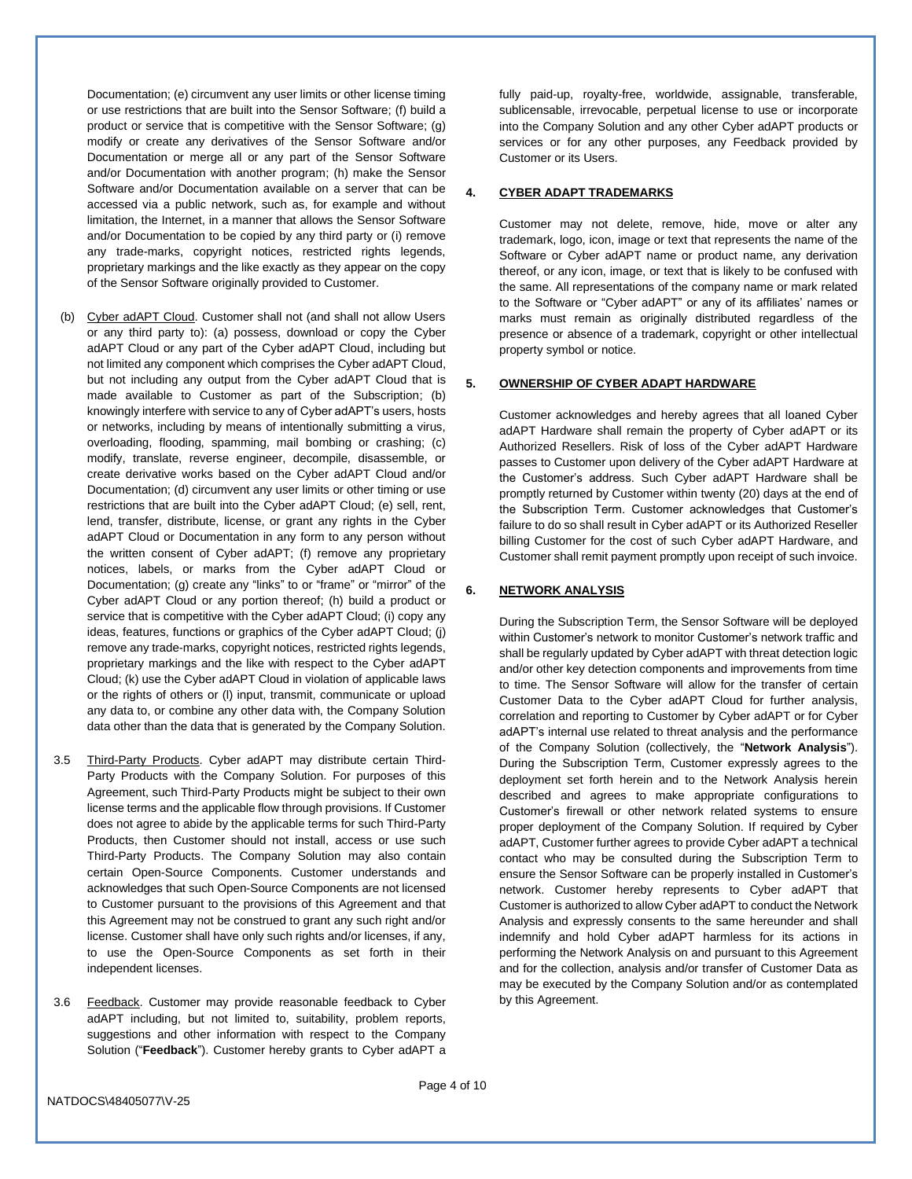Documentation; (e) circumvent any user limits or other license timing or use restrictions that are built into the Sensor Software; (f) build a product or service that is competitive with the Sensor Software; (g) modify or create any derivatives of the Sensor Software and/or Documentation or merge all or any part of the Sensor Software and/or Documentation with another program; (h) make the Sensor Software and/or Documentation available on a server that can be accessed via a public network, such as, for example and without limitation, the Internet, in a manner that allows the Sensor Software and/or Documentation to be copied by any third party or (i) remove any trade-marks, copyright notices, restricted rights legends, proprietary markings and the like exactly as they appear on the copy of the Sensor Software originally provided to Customer.

(b) Cyber adAPT Cloud. Customer shall not (and shall not allow Users or any third party to): (a) possess, download or copy the Cyber adAPT Cloud or any part of the Cyber adAPT Cloud, including but not limited any component which comprises the Cyber adAPT Cloud, but not including any output from the Cyber adAPT Cloud that is made available to Customer as part of the Subscription; (b) knowingly interfere with service to any of Cyber adAPT's users, hosts or networks, including by means of intentionally submitting a virus, overloading, flooding, spamming, mail bombing or crashing; (c) modify, translate, reverse engineer, decompile, disassemble, or create derivative works based on the Cyber adAPT Cloud and/or Documentation; (d) circumvent any user limits or other timing or use restrictions that are built into the Cyber adAPT Cloud; (e) sell, rent, lend, transfer, distribute, license, or grant any rights in the Cyber adAPT Cloud or Documentation in any form to any person without the written consent of Cyber adAPT; (f) remove any proprietary notices, labels, or marks from the Cyber adAPT Cloud or Documentation; (g) create any "links" to or "frame" or "mirror" of the Cyber adAPT Cloud or any portion thereof; (h) build a product or service that is competitive with the Cyber adAPT Cloud; (i) copy any ideas, features, functions or graphics of the Cyber adAPT Cloud; (j) remove any trade-marks, copyright notices, restricted rights legends, proprietary markings and the like with respect to the Cyber adAPT Cloud; (k) use the Cyber adAPT Cloud in violation of applicable laws or the rights of others or (l) input, transmit, communicate or upload any data to, or combine any other data with, the Company Solution data other than the data that is generated by the Company Solution.

3.5 Third-Party Products. Cyber adAPT may distribute certain Third-Party Products with the Company Solution. For purposes of this Agreement, such Third-Party Products might be subject to their own license terms and the applicable flow through provisions. If Customer does not agree to abide by the applicable terms for such Third-Party Products, then Customer should not install, access or use such Third-Party Products. The Company Solution may also contain certain Open-Source Components. Customer understands and acknowledges that such Open-Source Components are not licensed to Customer pursuant to the provisions of this Agreement and that this Agreement may not be construed to grant any such right and/or license. Customer shall have only such rights and/or licenses, if any, to use the Open-Source Components as set forth in their independent licenses.

3.6 Feedback. Customer may provide reasonable feedback to Cyber adAPT including, but not limited to, suitability, problem reports, suggestions and other information with respect to the Company Solution ("**Feedback**"). Customer hereby grants to Cyber adAPT a fully paid-up, royalty-free, worldwide, assignable, transferable, sublicensable, irrevocable, perpetual license to use or incorporate into the Company Solution and any other Cyber adAPT products or services or for any other purposes, any Feedback provided by Customer or its Users.

## 4. CYBER ADAPT TRADEMARKS

Customer may not delete, remove, hide, move or alter any trademark, logo, icon, image or text that represents the name of the Software or Cyber adAPT name or product name, any derivation thereof, or any icon, image, or text that is likely to be confused with the same. All representations of the company name or mark related to the Software or "Cyber adAPT" or any of its affiliates' names or marks must remain as originally distributed regardless of the presence or absence of a trademark, copyright or other intellectual property symbol or notice.

## 5. OWNERSHIP OF CYBER ADAPT HARDWARE

Customer acknowledges and hereby agrees that all loaned Cyber adAPT Hardware shall remain the property of Cyber adAPT or its Authorized Resellers. Risk of loss of the Cyber adAPT Hardware passes to Customer upon delivery of the Cyber adAPT Hardware at the Customer's address. Such Cyber adAPT Hardware shall be promptly returned by Customer within twenty (20) days at the end of the Subscription Term. Customer acknowledges that Customer's failure to do so shall result in Cyber adAPT or its Authorized Reseller billing Customer for the cost of such Cyber adAPT Hardware, and Customer shall remit payment promptly upon receipt of such invoice.

## 6. NETWORK ANALYSIS

During the Subscription Term, the Sensor Software will be deployed within Customer's network to monitor Customer's network traffic and shall be regularly updated by Cyber adAPT with threat detection logic and/or other key detection components and improvements from time to time. The Sensor Software will allow for the transfer of certain Customer Data to the Cyber adAPT Cloud for further analysis, correlation and reporting to Customer by Cyber adAPT or for Cyber adAPT's internal use related to threat analysis and the performance of the Company Solution (collectively, the "**Network Analysis**"). During the Subscription Term, Customer expressly agrees to the deployment set forth herein and to the Network Analysis herein described and agrees to make appropriate configurations to Customer's firewall or other network related systems to ensure proper deployment of the Company Solution. If required by Cyber adAPT, Customer further agrees to provide Cyber adAPT a technical contact who may be consulted during the Subscription Term to ensure the Sensor Software can be properly installed in Customer's network. Customer hereby represents to Cyber adAPT that Customer is authorized to allow Cyber adAPT to conduct the Network Analysis and expressly consents to the same hereunder and shall indemnify and hold Cyber adAPT harmless for its actions in performing the Network Analysis on and pursuant to this Agreement and for the collection, analysis and/or transfer of Customer Data as may be executed by the Company Solution and/or as contemplated by this Agreement.

NATDOCS\48405077\V-25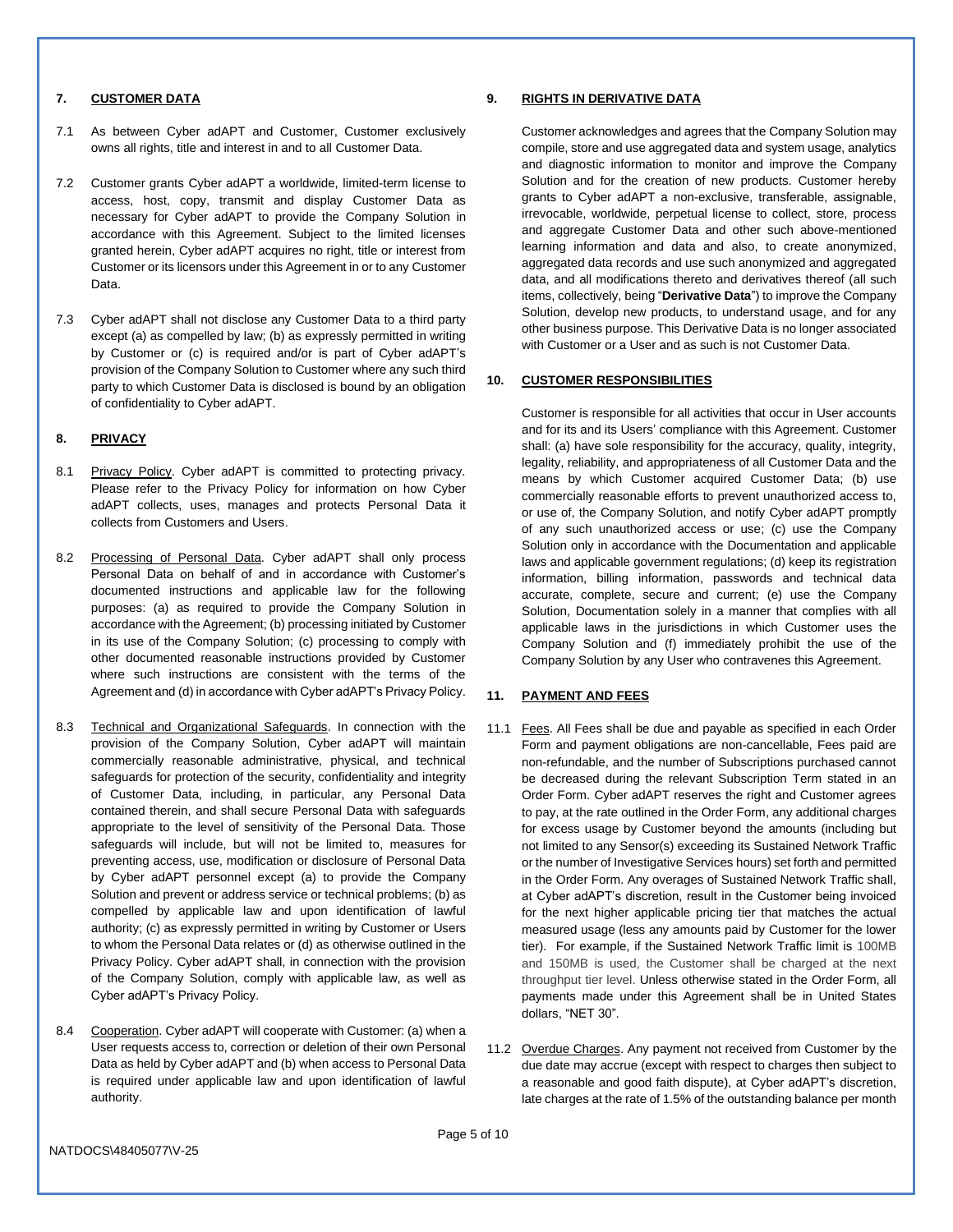## 7. CUSTOMER DATA

7.1 As between Cyber adAPT and Customer, Customer exclusively owns all rights, title and interest in and to all Customer Data.

7.2 Customer grants Cyber adAPT a worldwide, limited-term license to access, host, copy, transmit and display Customer Data as necessary for Cyber adAPT to provide the Company Solution in accordance with this Agreement. Subject to the limited licenses granted herein, Cyber adAPT acquires no right, title or interest from Customer or its licensors under this Agreement in or to any Customer Data.

7.3 Cyber adAPT shall not disclose any Customer Data to a third party except (a) as compelled by law; (b) as expressly permitted in writing by Customer or (c) is required and/or is part of Cyber adAPT's provision of the Company Solution to Customer where any such third party to which Customer Data is disclosed is bound by an obligation of confidentiality to Cyber adAPT.

## 8. PRIVACY

8.1 Privacy Policy. Cyber adAPT is committed to protecting privacy. Please refer to the Privacy Policy for information on how Cyber adAPT collects, uses, manages and protects Personal Data it collects from Customers and Users.

8.2 Processing of Personal Data. Cyber adAPT shall only process Personal Data on behalf of and in accordance with Customer's documented instructions and applicable law for the following purposes: (a) as required to provide the Company Solution in accordance with the Agreement; (b) processing initiated by Customer in its use of the Company Solution; (c) processing to comply with other documented reasonable instructions provided by Customer where such instructions are consistent with the terms of the Agreement and (d) in accordance with Cyber adAPT's Privacy Policy.

8.3 Technical and Organizational Safeguards. In connection with the provision of the Company Solution, Cyber adAPT will maintain commercially reasonable administrative, physical, and technical safeguards for protection of the security, confidentiality and integrity of Customer Data, including, in particular, any Personal Data contained therein, and shall secure Personal Data with safeguards appropriate to the level of sensitivity of the Personal Data. Those safeguards will include, but will not be limited to, measures for preventing access, use, modification or disclosure of Personal Data by Cyber adAPT personnel except (a) to provide the Company Solution and prevent or address service or technical problems; (b) as compelled by applicable law and upon identification of lawful authority; (c) as expressly permitted in writing by Customer or Users to whom the Personal Data relates or (d) as otherwise outlined in the Privacy Policy. Cyber adAPT shall, in connection with the provision of the Company Solution, comply with applicable law, as well as Cyber adAPT's Privacy Policy.

8.4 Cooperation. Cyber adAPT will cooperate with Customer: (a) when a User requests access to, correction or deletion of their own Personal Data as held by Cyber adAPT and (b) when access to Personal Data is required under applicable law and upon identification of lawful authority.

## 9. RIGHTS IN DERIVATIVE DATA

Customer acknowledges and agrees that the Company Solution may compile, store and use aggregated data and system usage, analytics and diagnostic information to monitor and improve the Company Solution and for the creation of new products. Customer hereby grants to Cyber adAPT a non-exclusive, transferable, assignable, irrevocable, worldwide, perpetual license to collect, store, process and aggregate Customer Data and other such above-mentioned learning information and data and also, to create anonymized, aggregated data records and use such anonymized and aggregated data, and all modifications thereto and derivatives thereof (all such items, collectively, being "**Derivative Data**") to improve the Company Solution, develop new products, to understand usage, and for any other business purpose. This Derivative Data is no longer associated with Customer or a User and as such is not Customer Data.

## 10. CUSTOMER RESPONSIBILITIES

Customer is responsible for all activities that occur in User accounts and for its and its Users' compliance with this Agreement. Customer shall: (a) have sole responsibility for the accuracy, quality, integrity, legality, reliability, and appropriateness of all Customer Data and the means by which Customer acquired Customer Data; (b) use commercially reasonable efforts to prevent unauthorized access to, or use of, the Company Solution, and notify Cyber adAPT promptly of any such unauthorized access or use; (c) use the Company Solution only in accordance with the Documentation and applicable laws and applicable government regulations; (d) keep its registration information, billing information, passwords and technical data accurate, complete, secure and current; (e) use the Company Solution, Documentation solely in a manner that complies with all applicable laws in the jurisdictions in which Customer uses the Company Solution and (f) immediately prohibit the use of the Company Solution by any User who contravenes this Agreement.

## 11. PAYMENT AND FEES

11.1 Fees. All Fees shall be due and payable as specified in each Order Form and payment obligations are non-cancellable, Fees paid are non-refundable, and the number of Subscriptions purchased cannot be decreased during the relevant Subscription Term stated in an Order Form. Cyber adAPT reserves the right and Customer agrees to pay, at the rate outlined in the Order Form, any additional charges for excess usage by Customer beyond the amounts (including but not limited to any Sensor(s) exceeding its Sustained Network Traffic or the number of Investigative Services hours) set forth and permitted in the Order Form. Any overages of Sustained Network Traffic shall, at Cyber adAPT's discretion, result in the Customer being invoiced for the next higher applicable pricing tier that matches the actual measured usage (less any amounts paid by Customer for the lower tier). For example, if the Sustained Network Traffic limit is 100MB and 150MB is used, the Customer shall be charged at the next throughput tier level. Unless otherwise stated in the Order Form, all payments made under this Agreement shall be in United States dollars, "NET 30".

11.2 Overdue Charges. Any payment not received from Customer by the due date may accrue (except with respect to charges then subject to a reasonable and good faith dispute), at Cyber adAPT's discretion, late charges at the rate of 1.5% of the outstanding balance per month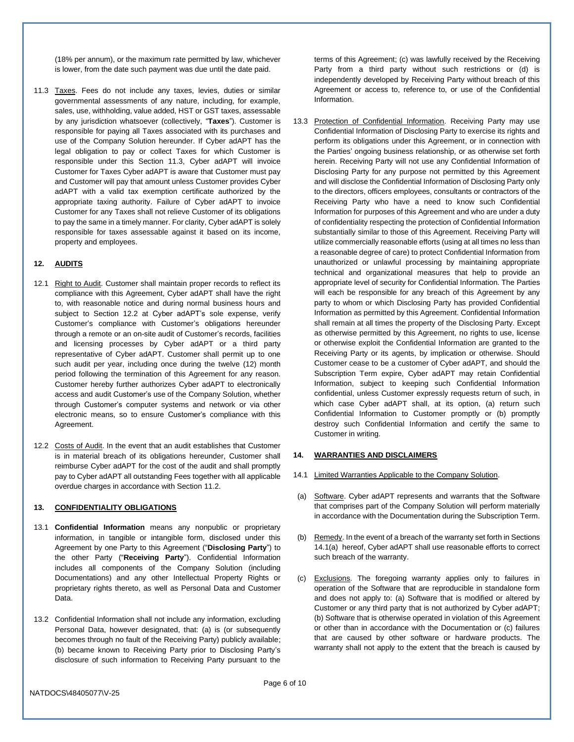(18% per annum), or the maximum rate permitted by law, whichever is lower, from the date such payment was due until the date paid.

11.3 Taxes. Fees do not include any taxes, levies, duties or similar governmental assessments of any nature, including, for example, sales, use, withholding, value added, HST or GST taxes, assessable by any jurisdiction whatsoever (collectively, "**Taxes**"). Customer is responsible for paying all Taxes associated with its purchases and use of the Company Solution hereunder. If Cyber adAPT has the legal obligation to pay or collect Taxes for which Customer is responsible under this Section 11.3, Cyber adAPT will invoice Customer for Taxes Cyber adAPT is aware that Customer must pay and Customer will pay that amount unless Customer provides Cyber adAPT with a valid tax exemption certificate authorized by the appropriate taxing authority. Failure of Cyber adAPT to invoice Customer for any Taxes shall not relieve Customer of its obligations to pay the same in a timely manner. For clarity, Cyber adAPT is solely responsible for taxes assessable against it based on its income, property and employees.

## 12. AUDITS

12.1 Right to Audit. Customer shall maintain proper records to reflect its compliance with this Agreement, Cyber adAPT shall have the right to, with reasonable notice and during normal business hours and subject to Section 12.2 at Cyber adAPT's sole expense, verify Customer's compliance with Customer's obligations hereunder through a remote or an on-site audit of Customer's records, facilities and licensing processes by Cyber adAPT or a third party representative of Cyber adAPT. Customer shall permit up to one such audit per year, including once during the twelve (12) month period following the termination of this Agreement for any reason. Customer hereby further authorizes Cyber adAPT to electronically access and audit Customer's use of the Company Solution, whether through Customer's computer systems and network or via other electronic means, so to ensure Customer's compliance with this Agreement.

12.2 Costs of Audit. In the event that an audit establishes that Customer is in material breach of its obligations hereunder, Customer shall reimburse Cyber adAPT for the cost of the audit and shall promptly pay to Cyber adAPT all outstanding Fees together with all applicable overdue charges in accordance with Section 11.2.

## 13. CONFIDENTIALITY OBLIGATIONS

13.1 **Confidential Information** means any nonpublic or proprietary information, in tangible or intangible form, disclosed under this Agreement by one Party to this Agreement ("**Disclosing Party**") to the other Party ("**Receiving Party**"). Confidential Information includes all components of the Company Solution (including Documentations) and any other Intellectual Property Rights or proprietary rights thereto, as well as Personal Data and Customer Data.

13.2 Confidential Information shall not include any information, excluding Personal Data, however designated, that: (a) is (or subsequently becomes through no fault of the Receiving Party) publicly available; (b) became known to Receiving Party prior to Disclosing Party's disclosure of such information to Receiving Party pursuant to the terms of this Agreement; (c) was lawfully received by the Receiving Party from a third party without such restrictions or (d) is independently developed by Receiving Party without breach of this Agreement or access to, reference to, or use of the Confidential Information.

13.3 Protection of Confidential Information. Receiving Party may use Confidential Information of Disclosing Party to exercise its rights and perform its obligations under this Agreement, or in connection with the Parties' ongoing business relationship, or as otherwise set forth herein. Receiving Party will not use any Confidential Information of Disclosing Party for any purpose not permitted by this Agreement and will disclose the Confidential Information of Disclosing Party only to the directors, officers employees, consultants or contractors of the Receiving Party who have a need to know such Confidential Information for purposes of this Agreement and who are under a duty of confidentiality respecting the protection of Confidential Information substantially similar to those of this Agreement. Receiving Party will utilize commercially reasonable efforts (using at all times no less than a reasonable degree of care) to protect Confidential Information from unauthorized or unlawful processing by maintaining appropriate technical and organizational measures that help to provide an appropriate level of security for Confidential Information. The Parties will each be responsible for any breach of this Agreement by any party to whom or which Disclosing Party has provided Confidential Information as permitted by this Agreement. Confidential Information shall remain at all times the property of the Disclosing Party. Except as otherwise permitted by this Agreement, no rights to use, license or otherwise exploit the Confidential Information are granted to the Receiving Party or its agents, by implication or otherwise. Should Customer cease to be a customer of Cyber adAPT, and should the Subscription Term expire, Cyber adAPT may retain Confidential Information, subject to keeping such Confidential Information confidential, unless Customer expressly requests return of such, in which case Cyber adAPT shall, at its option, (a) return such Confidential Information to Customer promptly or (b) promptly destroy such Confidential Information and certify the same to Customer in writing.

## 14. WARRANTIES AND DISCLAIMERS

14.1 Limited Warranties Applicable to the Company Solution.

(a) Software. Cyber adAPT represents and warrants that the Software that comprises part of the Company Solution will perform materially in accordance with the Documentation during the Subscription Term.

(b) Remedy. In the event of a breach of the warranty set forth in Sections 14.1(a) hereof, Cyber adAPT shall use reasonable efforts to correct such breach of the warranty.

(c) Exclusions. The foregoing warranty applies only to failures in operation of the Software that are reproducible in standalone form and does not apply to: (a) Software that is modified or altered by Customer or any third party that is not authorized by Cyber adAPT; (b) Software that is otherwise operated in violation of this Agreement or other than in accordance with the Documentation or (c) failures that are caused by other software or hardware products. The warranty shall not apply to the extent that the breach is caused by

NATDOCS\48405077\V-25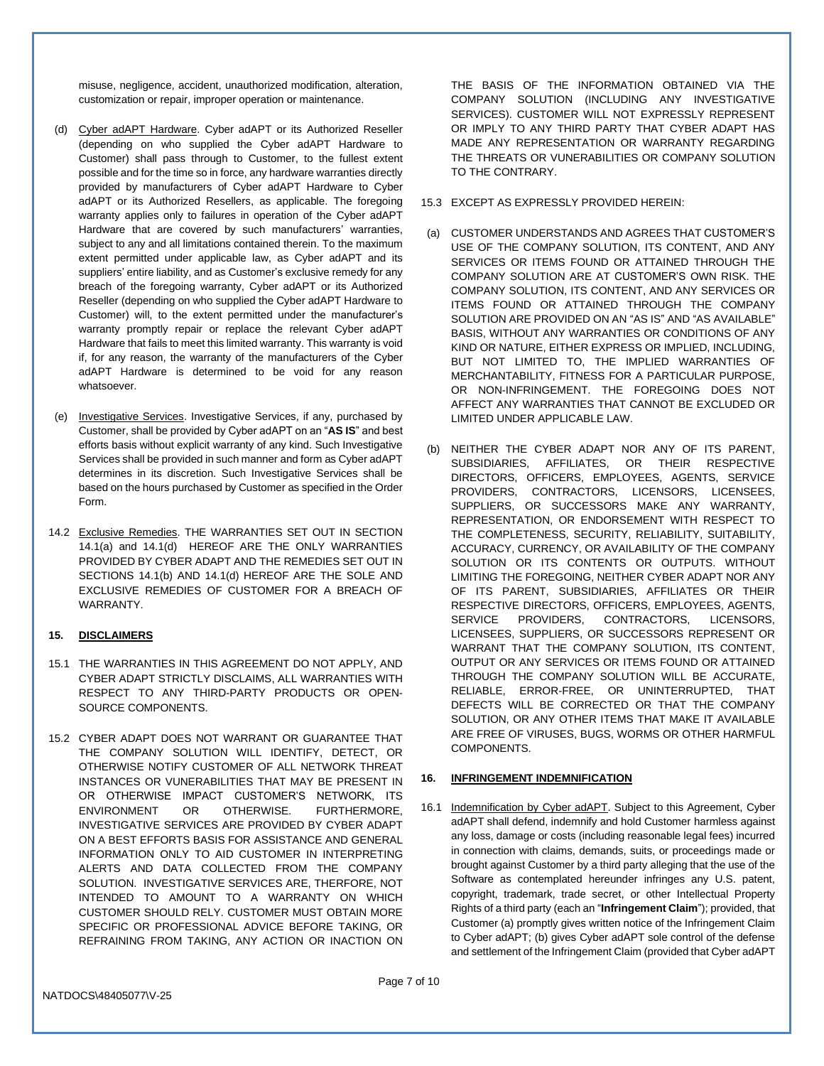misuse, negligence, accident, unauthorized modification, alteration, customization or repair, improper operation or maintenance.

(d) Cyber adAPT Hardware. Cyber adAPT or its Authorized Reseller (depending on who supplied the Cyber adAPT Hardware to Customer) shall pass through to Customer, to the fullest extent possible and for the time so in force, any hardware warranties directly provided by manufacturers of Cyber adAPT Hardware to Cyber adAPT or its Authorized Resellers, as applicable. The foregoing warranty applies only to failures in operation of the Cyber adAPT Hardware that are covered by such manufacturers' warranties, subject to any and all limitations contained therein. To the maximum extent permitted under applicable law, as Cyber adAPT and its suppliers' entire liability, and as Customer's exclusive remedy for any breach of the foregoing warranty, Cyber adAPT or its Authorized Reseller (depending on who supplied the Cyber adAPT Hardware to Customer) will, to the extent permitted under the manufacturer's warranty promptly repair or replace the relevant Cyber adAPT Hardware that fails to meet this limited warranty. This warranty is void if, for any reason, the warranty of the manufacturers of the Cyber adAPT Hardware is determined to be void for any reason whatsoever.

(e) Investigative Services. Investigative Services, if any, purchased by Customer, shall be provided by Cyber adAPT on an "**AS IS**" and best efforts basis without explicit warranty of any kind. Such Investigative Services shall be provided in such manner and form as Cyber adAPT determines in its discretion. Such Investigative Services shall be based on the hours purchased by Customer as specified in the Order Form.

14.2 Exclusive Remedies. THE WARRANTIES SET OUT IN SECTION 14.1(a) and 14.1(d) HEREOF ARE THE ONLY WARRANTIES PROVIDED BY CYBER ADAPT AND THE REMEDIES SET OUT IN SECTIONS 14.1(b) AND 14.1(d) HEREOF ARE THE SOLE AND EXCLUSIVE REMEDIES OF CUSTOMER FOR A BREACH OF WARRANTY.

## 15. DISCLAIMERS

15.1 THE WARRANTIES IN THIS AGREEMENT DO NOT APPLY, AND CYBER ADAPT STRICTLY DISCLAIMS, ALL WARRANTIES WITH RESPECT TO ANY THIRD-PARTY PRODUCTS OR OPEN-SOURCE COMPONENTS.

15.2 CYBER ADAPT DOES NOT WARRANT OR GUARANTEE THAT THE COMPANY SOLUTION WILL IDENTIFY, DETECT, OR OTHERWISE NOTIFY CUSTOMER OF ALL NETWORK THREAT INSTANCES OR VUNERABILITIES THAT MAY BE PRESENT IN OR OTHERWISE IMPACT CUSTOMER'S NETWORK, ITS ENVIRONMENT OR OTHERWISE. FURTHERMORE, INVESTIGATIVE SERVICES ARE PROVIDED BY CYBER ADAPT ON A BEST EFFORTS BASIS FOR ASSISTANCE AND GENERAL INFORMATION ONLY TO AID CUSTOMER IN INTERPRETING ALERTS AND DATA COLLECTED FROM THE COMPANY SOLUTION. INVESTIGATIVE SERVICES ARE, THERFORE, NOT INTENDED TO AMOUNT TO A WARRANTY ON WHICH CUSTOMER SHOULD RELY. CUSTOMER MUST OBTAIN MORE SPECIFIC OR PROFESSIONAL ADVICE BEFORE TAKING, OR REFRAINING FROM TAKING, ANY ACTION OR INACTION ON THE BASIS OF THE INFORMATION OBTAINED VIA THE COMPANY SOLUTION (INCLUDING ANY INVESTIGATIVE SERVICES). CUSTOMER WILL NOT EXPRESSLY REPRESENT OR IMPLY TO ANY THIRD PARTY THAT CYBER ADAPT HAS MADE ANY REPRESENTATION OR WARRANTY REGARDING THE THREATS OR VUNERABILITIES OR COMPANY SOLUTION TO THE CONTRARY.

15.3 EXCEPT AS EXPRESSLY PROVIDED HEREIN:

(a) CUSTOMER UNDERSTANDS AND AGREES THAT CUSTOMER'S USE OF THE COMPANY SOLUTION, ITS CONTENT, AND ANY SERVICES OR ITEMS FOUND OR ATTAINED THROUGH THE COMPANY SOLUTION ARE AT CUSTOMER'S OWN RISK. THE COMPANY SOLUTION, ITS CONTENT, AND ANY SERVICES OR ITEMS FOUND OR ATTAINED THROUGH THE COMPANY SOLUTION ARE PROVIDED ON AN "AS IS" AND "AS AVAILABLE" BASIS, WITHOUT ANY WARRANTIES OR CONDITIONS OF ANY KIND OR NATURE, EITHER EXPRESS OR IMPLIED, INCLUDING, BUT NOT LIMITED TO, THE IMPLIED WARRANTIES OF MERCHANTABILITY, FITNESS FOR A PARTICULAR PURPOSE, OR NON-INFRINGEMENT. THE FOREGOING DOES NOT AFFECT ANY WARRANTIES THAT CANNOT BE EXCLUDED OR LIMITED UNDER APPLICABLE LAW.

(b) NEITHER THE CYBER ADAPT NOR ANY OF ITS PARENT, SUBSIDIARIES, AFFILIATES, OR THEIR RESPECTIVE DIRECTORS, OFFICERS, EMPLOYEES, AGENTS, SERVICE PROVIDERS, CONTRACTORS, LICENSORS, LICENSEES, SUPPLIERS, OR SUCCESSORS MAKE ANY WARRANTY, REPRESENTATION, OR ENDORSEMENT WITH RESPECT TO THE COMPLETENESS, SECURITY, RELIABILITY, SUITABILITY, ACCURACY, CURRENCY, OR AVAILABILITY OF THE COMPANY SOLUTION OR ITS CONTENTS OR OUTPUTS. WITHOUT LIMITING THE FOREGOING, NEITHER CYBER ADAPT NOR ANY OF ITS PARENT, SUBSIDIARIES, AFFILIATES OR THEIR RESPECTIVE DIRECTORS, OFFICERS, EMPLOYEES, AGENTS, SERVICE PROVIDERS, CONTRACTORS, LICENSORS, LICENSEES, SUPPLIERS, OR SUCCESSORS REPRESENT OR WARRANT THAT THE COMPANY SOLUTION, ITS CONTENT, OUTPUT OR ANY SERVICES OR ITEMS FOUND OR ATTAINED THROUGH THE COMPANY SOLUTION WILL BE ACCURATE, RELIABLE, ERROR-FREE, OR UNINTERRUPTED, THAT DEFECTS WILL BE CORRECTED OR THAT THE COMPANY SOLUTION, OR ANY OTHER ITEMS THAT MAKE IT AVAILABLE ARE FREE OF VIRUSES, BUGS, WORMS OR OTHER HARMFUL COMPONENTS.

## 16. INFRINGEMENT INDEMNIFICATION

16.1 Indemnification by Cyber adAPT. Subject to this Agreement, Cyber adAPT shall defend, indemnify and hold Customer harmless against any loss, damage or costs (including reasonable legal fees) incurred in connection with claims, demands, suits, or proceedings made or brought against Customer by a third party alleging that the use of the Software as contemplated hereunder infringes any U.S. patent, copyright, trademark, trade secret, or other Intellectual Property Rights of a third party (each an "**Infringement Claim**"); provided, that Customer (a) promptly gives written notice of the Infringement Claim to Cyber adAPT; (b) gives Cyber adAPT sole control of the defense and settlement of the Infringement Claim (provided that Cyber adAPT

NATDOCS\48405077\V-25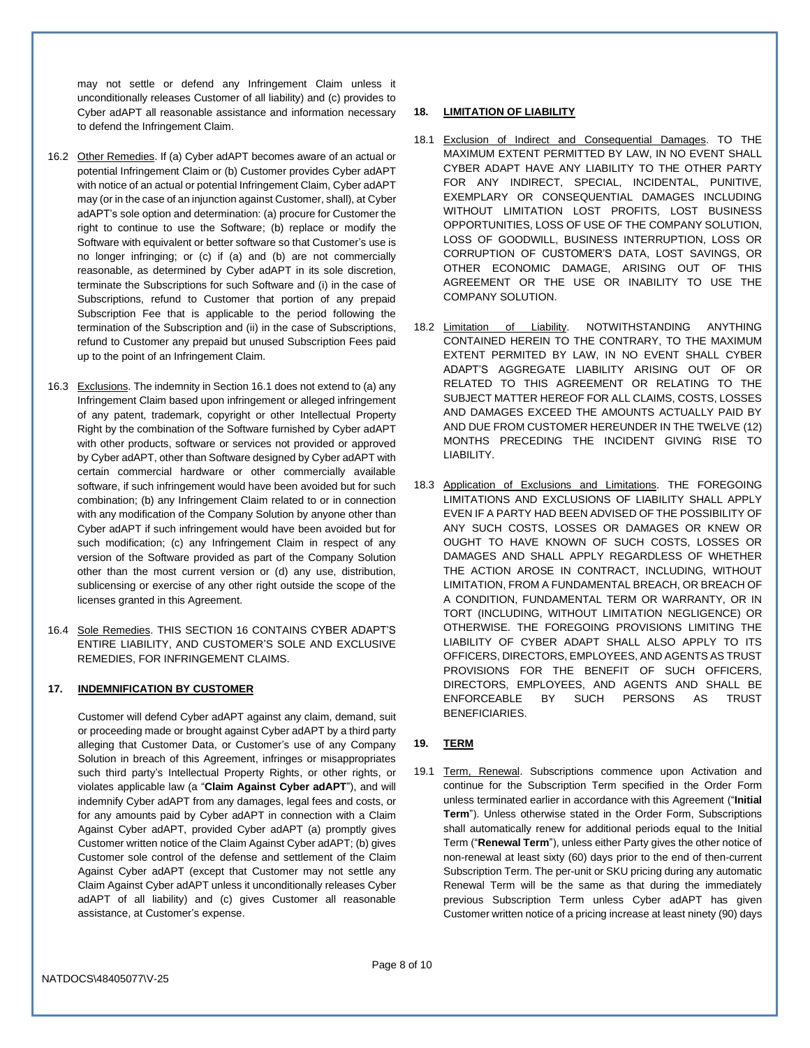may not settle or defend any Infringement Claim unless it unconditionally releases Customer of all liability) and (c) provides to Cyber adAPT all reasonable assistance and information necessary to defend the Infringement Claim.

16.2 Other Remedies. If (a) Cyber adAPT becomes aware of an actual or potential Infringement Claim or (b) Customer provides Cyber adAPT with notice of an actual or potential Infringement Claim, Cyber adAPT may (or in the case of an injunction against Customer, shall), at Cyber adAPT's sole option and determination: (a) procure for Customer the right to continue to use the Software; (b) replace or modify the Software with equivalent or better software so that Customer's use is no longer infringing; or (c) if (a) and (b) are not commercially reasonable, as determined by Cyber adAPT in its sole discretion, terminate the Subscriptions for such Software and (i) in the case of Subscriptions, refund to Customer that portion of any prepaid Subscription Fee that is applicable to the period following the termination of the Subscription and (ii) in the case of Subscriptions, refund to Customer any prepaid but unused Subscription Fees paid up to the point of an Infringement Claim.

16.3 Exclusions. The indemnity in Section 16.1 does not extend to (a) any Infringement Claim based upon infringement or alleged infringement of any patent, trademark, copyright or other Intellectual Property Right by the combination of the Software furnished by Cyber adAPT with other products, software or services not provided or approved by Cyber adAPT, other than Software designed by Cyber adAPT with certain commercial hardware or other commercially available software, if such infringement would have been avoided but for such combination; (b) any Infringement Claim related to or in connection with any modification of the Company Solution by anyone other than Cyber adAPT if such infringement would have been avoided but for such modification; (c) any Infringement Claim in respect of any version of the Software provided as part of the Company Solution other than the most current version or (d) any use, distribution, sublicensing or exercise of any other right outside the scope of the licenses granted in this Agreement.

16.4 Sole Remedies. THIS SECTION 16 CONTAINS CYBER ADAPT'S ENTIRE LIABILITY, AND CUSTOMER'S SOLE AND EXCLUSIVE REMEDIES, FOR INFRINGEMENT CLAIMS.

## 17. INDEMNIFICATION BY CUSTOMER

Customer will defend Cyber adAPT against any claim, demand, suit or proceeding made or brought against Cyber adAPT by a third party alleging that Customer Data, or Customer's use of any Company Solution in breach of this Agreement, infringes or misappropriates such third party's Intellectual Property Rights, or other rights, or violates applicable law (a "**Claim Against Cyber adAPT**"), and will indemnify Cyber adAPT from any damages, legal fees and costs, or for any amounts paid by Cyber adAPT in connection with a Claim Against Cyber adAPT, provided Cyber adAPT (a) promptly gives Customer written notice of the Claim Against Cyber adAPT; (b) gives Customer sole control of the defense and settlement of the Claim Against Cyber adAPT (except that Customer may not settle any Claim Against Cyber adAPT unless it unconditionally releases Cyber adAPT of all liability) and (c) gives Customer all reasonable assistance, at Customer's expense.

## 18. LIMITATION OF LIABILITY

18.1 Exclusion of Indirect and Consequential Damages. TO THE MAXIMUM EXTENT PERMITTED BY LAW, IN NO EVENT SHALL CYBER ADAPT HAVE ANY LIABILITY TO THE OTHER PARTY FOR ANY INDIRECT, SPECIAL, INCIDENTAL, PUNITIVE, EXEMPLARY OR CONSEQUENTIAL DAMAGES INCLUDING WITHOUT LIMITATION LOST PROFITS, LOST BUSINESS OPPORTUNITIES, LOSS OF USE OF THE COMPANY SOLUTION, LOSS OF GOODWILL, BUSINESS INTERRUPTION, LOSS OR CORRUPTION OF CUSTOMER'S DATA, LOST SAVINGS, OR OTHER ECONOMIC DAMAGE, ARISING OUT OF THIS AGREEMENT OR THE USE OR INABILITY TO USE THE COMPANY SOLUTION.

18.2 Limitation of Liability. NOTWITHSTANDING ANYTHING CONTAINED HEREIN TO THE CONTRARY, TO THE MAXIMUM EXTENT PERMITED BY LAW, IN NO EVENT SHALL CYBER ADAPT'S AGGREGATE LIABILITY ARISING OUT OF OR RELATED TO THIS AGREEMENT OR RELATING TO THE SUBJECT MATTER HEREOF FOR ALL CLAIMS, COSTS, LOSSES AND DAMAGES EXCEED THE AMOUNTS ACTUALLY PAID BY AND DUE FROM CUSTOMER HEREUNDER IN THE TWELVE (12) MONTHS PRECEDING THE INCIDENT GIVING RISE TO LIABILITY.

18.3 Application of Exclusions and Limitations. THE FOREGOING LIMITATIONS AND EXCLUSIONS OF LIABILITY SHALL APPLY EVEN IF A PARTY HAD BEEN ADVISED OF THE POSSIBILITY OF ANY SUCH COSTS, LOSSES OR DAMAGES OR KNEW OR OUGHT TO HAVE KNOWN OF SUCH COSTS, LOSSES OR DAMAGES AND SHALL APPLY REGARDLESS OF WHETHER THE ACTION AROSE IN CONTRACT, INCLUDING, WITHOUT LIMITATION, FROM A FUNDAMENTAL BREACH, OR BREACH OF A CONDITION, FUNDAMENTAL TERM OR WARRANTY, OR IN TORT (INCLUDING, WITHOUT LIMITATION NEGLIGENCE) OR OTHERWISE. THE FOREGOING PROVISIONS LIMITING THE LIABILITY OF CYBER ADAPT SHALL ALSO APPLY TO ITS OFFICERS, DIRECTORS, EMPLOYEES, AND AGENTS AS TRUST PROVISIONS FOR THE BENEFIT OF SUCH OFFICERS, DIRECTORS, EMPLOYEES, AND AGENTS AND SHALL BE ENFORCEABLE BY SUCH PERSONS AS TRUST BENEFICIARIES.

## 19. TERM

19.1 Term, Renewal. Subscriptions commence upon Activation and continue for the Subscription Term specified in the Order Form unless terminated earlier in accordance with this Agreement ("**Initial Term**"). Unless otherwise stated in the Order Form, Subscriptions shall automatically renew for additional periods equal to the Initial Term ("**Renewal Term**"), unless either Party gives the other notice of non-renewal at least sixty (60) days prior to the end of then-current Subscription Term. The per-unit or SKU pricing during any automatic Renewal Term will be the same as that during the immediately previous Subscription Term unless Cyber adAPT has given Customer written notice of a pricing increase at least ninety (90) days

NATDOCS\48405077\V-25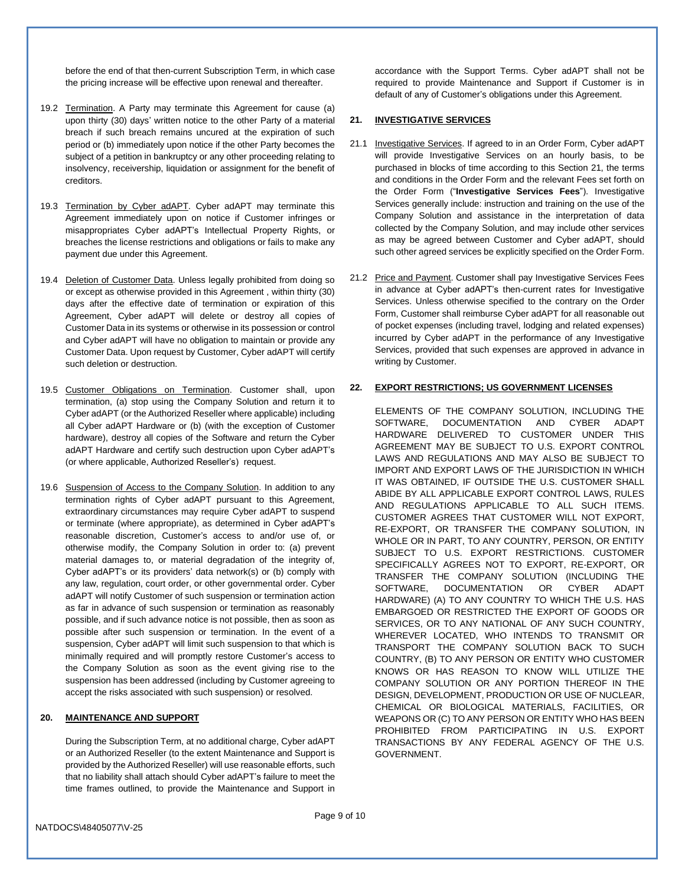before the end of that then-current Subscription Term, in which case the pricing increase will be effective upon renewal and thereafter.

19.2 Termination. A Party may terminate this Agreement for cause (a) upon thirty (30) days' written notice to the other Party of a material breach if such breach remains uncured at the expiration of such period or (b) immediately upon notice if the other Party becomes the subject of a petition in bankruptcy or any other proceeding relating to insolvency, receivership, liquidation or assignment for the benefit of creditors.

19.3 Termination by Cyber adAPT. Cyber adAPT may terminate this Agreement immediately upon on notice if Customer infringes or misappropriates Cyber adAPT's Intellectual Property Rights, or breaches the license restrictions and obligations or fails to make any payment due under this Agreement.

19.4 Deletion of Customer Data. Unless legally prohibited from doing so or except as otherwise provided in this Agreement , within thirty (30) days after the effective date of termination or expiration of this Agreement, Cyber adAPT will delete or destroy all copies of Customer Data in its systems or otherwise in its possession or control and Cyber adAPT will have no obligation to maintain or provide any Customer Data. Upon request by Customer, Cyber adAPT will certify such deletion or destruction.

19.5 Customer Obligations on Termination. Customer shall, upon termination, (a) stop using the Company Solution and return it to Cyber adAPT (or the Authorized Reseller where applicable) including all Cyber adAPT Hardware or (b) (with the exception of Customer hardware), destroy all copies of the Software and return the Cyber adAPT Hardware and certify such destruction upon Cyber adAPT's (or where applicable, Authorized Reseller's) request.

19.6 Suspension of Access to the Company Solution. In addition to any termination rights of Cyber adAPT pursuant to this Agreement, extraordinary circumstances may require Cyber adAPT to suspend or terminate (where appropriate), as determined in Cyber adAPT's reasonable discretion, Customer's access to and/or use of, or otherwise modify, the Company Solution in order to: (a) prevent material damages to, or material degradation of the integrity of, Cyber adAPT's or its providers' data network(s) or (b) comply with any law, regulation, court order, or other governmental order. Cyber adAPT will notify Customer of such suspension or termination action as far in advance of such suspension or termination as reasonably possible, and if such advance notice is not possible, then as soon as possible after such suspension or termination. In the event of a suspension, Cyber adAPT will limit such suspension to that which is minimally required and will promptly restore Customer's access to the Company Solution as soon as the event giving rise to the suspension has been addressed (including by Customer agreeing to accept the risks associated with such suspension) or resolved.

## 20. MAINTENANCE AND SUPPORT

During the Subscription Term, at no additional charge, Cyber adAPT or an Authorized Reseller (to the extent Maintenance and Support is provided by the Authorized Reseller) will use reasonable efforts, such that no liability shall attach should Cyber adAPT's failure to meet the time frames outlined, to provide the Maintenance and Support in accordance with the Support Terms. Cyber adAPT shall not be required to provide Maintenance and Support if Customer is in default of any of Customer's obligations under this Agreement.

## 21. INVESTIGATIVE SERVICES

21.1 Investigative Services. If agreed to in an Order Form, Cyber adAPT will provide Investigative Services on an hourly basis, to be purchased in blocks of time according to this Section 21, the terms and conditions in the Order Form and the relevant Fees set forth on the Order Form ("**Investigative Services Fees**"). Investigative Services generally include: instruction and training on the use of the Company Solution and assistance in the interpretation of data collected by the Company Solution, and may include other services as may be agreed between Customer and Cyber adAPT, should such other agreed services be explicitly specified on the Order Form.

21.2 Price and Payment. Customer shall pay Investigative Services Fees in advance at Cyber adAPT's then-current rates for Investigative Services. Unless otherwise specified to the contrary on the Order Form, Customer shall reimburse Cyber adAPT for all reasonable out of pocket expenses (including travel, lodging and related expenses) incurred by Cyber adAPT in the performance of any Investigative Services, provided that such expenses are approved in advance in writing by Customer.

## 22. EXPORT RESTRICTIONS; US GOVERNMENT LICENSES

ELEMENTS OF THE COMPANY SOLUTION, INCLUDING THE SOFTWARE, DOCUMENTATION AND CYBER ADAPT HARDWARE DELIVERED TO CUSTOMER UNDER THIS AGREEMENT MAY BE SUBJECT TO U.S. EXPORT CONTROL LAWS AND REGULATIONS AND MAY ALSO BE SUBJECT TO IMPORT AND EXPORT LAWS OF THE JURISDICTION IN WHICH IT WAS OBTAINED, IF OUTSIDE THE U.S. CUSTOMER SHALL ABIDE BY ALL APPLICABLE EXPORT CONTROL LAWS, RULES AND REGULATIONS APPLICABLE TO ALL SUCH ITEMS. CUSTOMER AGREES THAT CUSTOMER WILL NOT EXPORT, RE-EXPORT, OR TRANSFER THE COMPANY SOLUTION, IN WHOLE OR IN PART, TO ANY COUNTRY, PERSON, OR ENTITY SUBJECT TO U.S. EXPORT RESTRICTIONS. CUSTOMER SPECIFICALLY AGREES NOT TO EXPORT, RE-EXPORT, OR TRANSFER THE COMPANY SOLUTION (INCLUDING THE SOFTWARE, DOCUMENTATION OR CYBER ADAPT HARDWARE) (A) TO ANY COUNTRY TO WHICH THE U.S. HAS EMBARGOED OR RESTRICTED THE EXPORT OF GOODS OR SERVICES, OR TO ANY NATIONAL OF ANY SUCH COUNTRY, WHEREVER LOCATED, WHO INTENDS TO TRANSMIT OR TRANSPORT THE COMPANY SOLUTION BACK TO SUCH COUNTRY, (B) TO ANY PERSON OR ENTITY WHO CUSTOMER KNOWS OR HAS REASON TO KNOW WILL UTILIZE THE COMPANY SOLUTION OR ANY PORTION THEREOF IN THE DESIGN, DEVELOPMENT, PRODUCTION OR USE OF NUCLEAR, CHEMICAL OR BIOLOGICAL MATERIALS, FACILITIES, OR WEAPONS OR (C) TO ANY PERSON OR ENTITY WHO HAS BEEN PROHIBITED FROM PARTICIPATING IN U.S. EXPORT TRANSACTIONS BY ANY FEDERAL AGENCY OF THE U.S. GOVERNMENT.

NATDOCS\48405077\V-25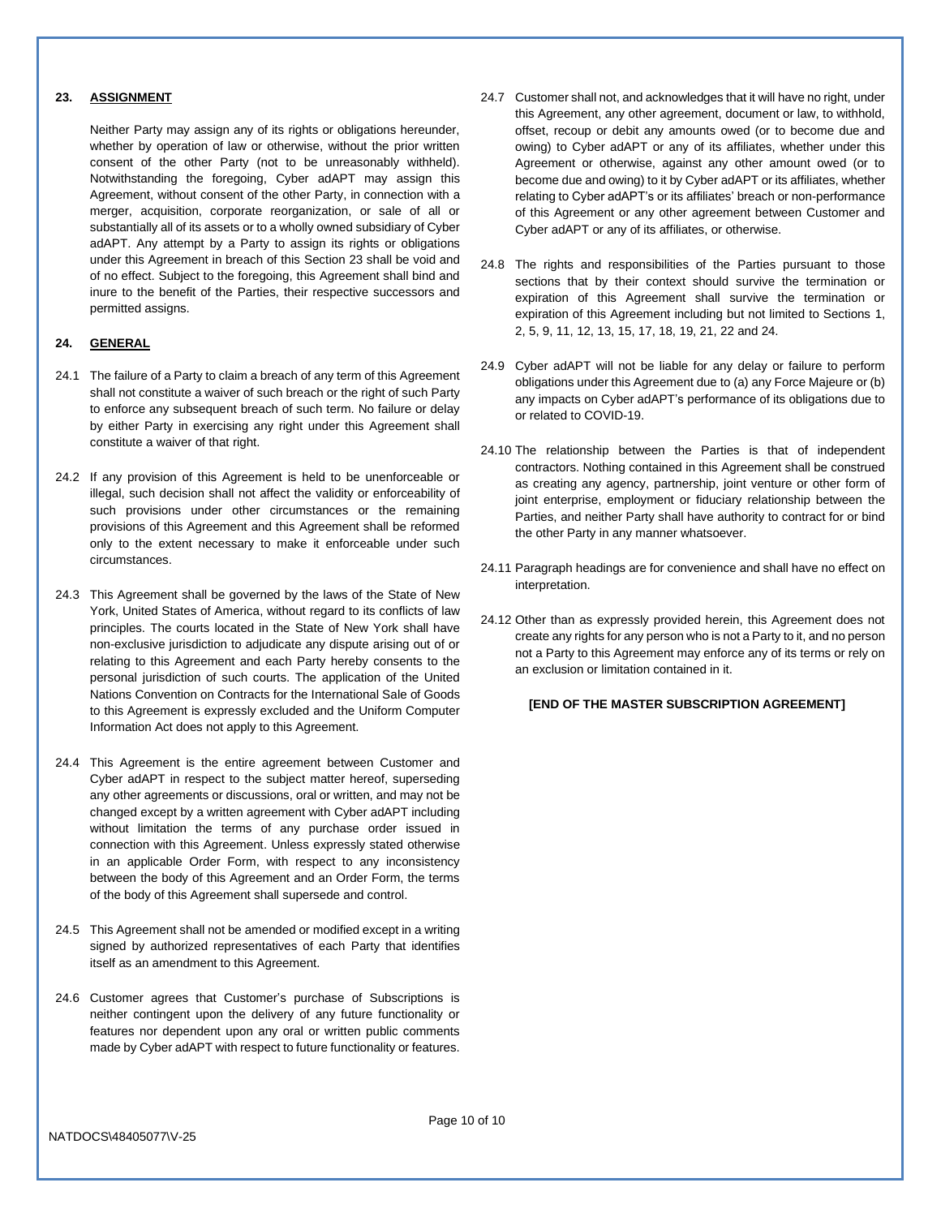## 23. ASSIGNMENT

Neither Party may assign any of its rights or obligations hereunder, whether by operation of law or otherwise, without the prior written consent of the other Party (not to be unreasonably withheld). Notwithstanding the foregoing, Cyber adAPT may assign this Agreement, without consent of the other Party, in connection with a merger, acquisition, corporate reorganization, or sale of all or substantially all of its assets or to a wholly owned subsidiary of Cyber adAPT. Any attempt by a Party to assign its rights or obligations under this Agreement in breach of this Section 23 shall be void and of no effect. Subject to the foregoing, this Agreement shall bind and inure to the benefit of the Parties, their respective successors and permitted assigns.

## 24. GENERAL

24.1 The failure of a Party to claim a breach of any term of this Agreement shall not constitute a waiver of such breach or the right of such Party to enforce any subsequent breach of such term. No failure or delay by either Party in exercising any right under this Agreement shall constitute a waiver of that right.

24.2 If any provision of this Agreement is held to be unenforceable or illegal, such decision shall not affect the validity or enforceability of such provisions under other circumstances or the remaining provisions of this Agreement and this Agreement shall be reformed only to the extent necessary to make it enforceable under such circumstances.

24.3 This Agreement shall be governed by the laws of the State of New York, United States of America, without regard to its conflicts of law principles. The courts located in the State of New York shall have non-exclusive jurisdiction to adjudicate any dispute arising out of or relating to this Agreement and each Party hereby consents to the personal jurisdiction of such courts. The application of the United Nations Convention on Contracts for the International Sale of Goods to this Agreement is expressly excluded and the Uniform Computer Information Act does not apply to this Agreement.

24.4 This Agreement is the entire agreement between Customer and Cyber adAPT in respect to the subject matter hereof, superseding any other agreements or discussions, oral or written, and may not be changed except by a written agreement with Cyber adAPT including without limitation the terms of any purchase order issued in connection with this Agreement. Unless expressly stated otherwise in an applicable Order Form, with respect to any inconsistency between the body of this Agreement and an Order Form, the terms of the body of this Agreement shall supersede and control.

24.5 This Agreement shall not be amended or modified except in a writing signed by authorized representatives of each Party that identifies itself as an amendment to this Agreement.

24.6 Customer agrees that Customer's purchase of Subscriptions is neither contingent upon the delivery of any future functionality or features nor dependent upon any oral or written public comments made by Cyber adAPT with respect to future functionality or features.

24.7 Customer shall not, and acknowledges that it will have no right, under this Agreement, any other agreement, document or law, to withhold, offset, recoup or debit any amounts owed (or to become due and owing) to Cyber adAPT or any of its affiliates, whether under this Agreement or otherwise, against any other amount owed (or to become due and owing) to it by Cyber adAPT or its affiliates, whether relating to Cyber adAPT's or its affiliates' breach or non-performance of this Agreement or any other agreement between Customer and Cyber adAPT or any of its affiliates, or otherwise.

24.8 The rights and responsibilities of the Parties pursuant to those sections that by their context should survive the termination or expiration of this Agreement shall survive the termination or expiration of this Agreement including but not limited to Sections 1, 2, 5, 9, 11, 12, 13, 15, 17, 18, 19, 21, 22 and 24.

24.9 Cyber adAPT will not be liable for any delay or failure to perform obligations under this Agreement due to (a) any Force Majeure or (b) any impacts on Cyber adAPT's performance of its obligations due to or related to COVID-19.

24.10 The relationship between the Parties is that of independent contractors. Nothing contained in this Agreement shall be construed as creating any agency, partnership, joint venture or other form of joint enterprise, employment or fiduciary relationship between the Parties, and neither Party shall have authority to contract for or bind the other Party in any manner whatsoever.

24.11 Paragraph headings are for convenience and shall have no effect on interpretation.

24.12 Other than as expressly provided herein, this Agreement does not create any rights for any person who is not a Party to it, and no person not a Party to this Agreement may enforce any of its terms or rely on an exclusion or limitation contained in it.

**[END OF THE MASTER SUBSCRIPTION AGREEMENT]**

NATDOCS\48405077\V-25